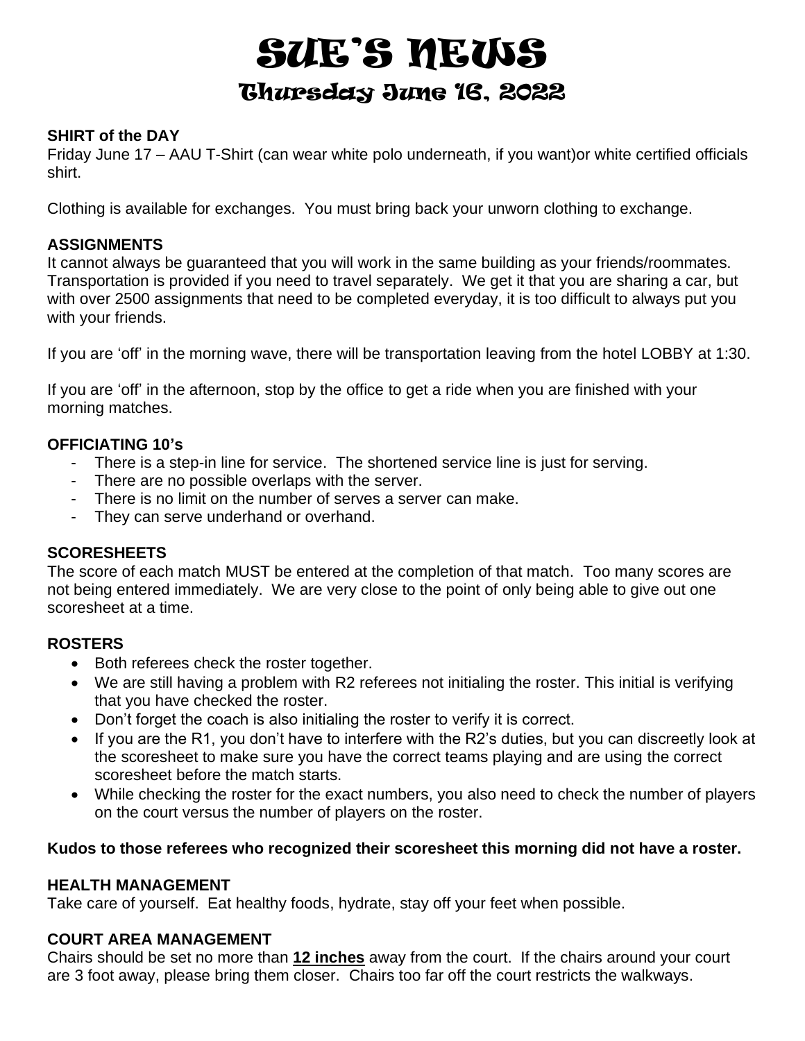# SUE'S NEWS

## Thursday June 16, 2022

**SHIRT of the DAY**

Friday June 17 – AAU T-Shirt (can wear white polo underneath, if you want)or white certified officials shirt.

Clothing is available for exchanges. You must bring back your unworn clothing to exchange.

**ASSIGNMENTS**

It cannot always be guaranteed that you will work in the same building as your friends/roommates. Transportation is provided if you need to travel separately. We get it that you are sharing a car, but with over 2500 assignments that need to be completed everyday, it is too difficult to always put you with your friends.

If you are 'off' in the morning wave, there will be transportation leaving from the hotel LOBBY at 1:30.

If you are 'off' in the afternoon, stop by the office to get a ride when you are finished with your morning matches.

**OFFICIATING 10's**

- There is a step-in line for service. The shortened service line is just for serving.
- There are no possible overlaps with the server.
- There is no limit on the number of serves a server can make.
- They can serve underhand or overhand.

**SCORESHEETS**

The score of each match MUST be entered at the completion of that match. Too many scores are not being entered immediately. We are very close to the point of only being able to give out one scoresheet at a time.

**ROSTERS**

- Both referees check the roster together.
- We are still having a problem with R2 referees not initialing the roster. This initial is verifying that you have checked the roster.
- Don't forget the coach is also initialing the roster to verify it is correct.
- If you are the R1, you don't have to interfere with the R2's duties, but you can discreetly look at the scoresheet to make sure you have the correct teams playing and are using the correct scoresheet before the match starts.
- While checking the roster for the exact numbers, you also need to check the number of players on the court versus the number of players on the roster.

**Kudos to those referees who recognized their scoresheet this morning did not have a roster.**

**HEALTH MANAGEMENT**

Take care of yourself. Eat healthy foods, hydrate, stay off your feet when possible.

**COURT AREA MANAGEMENT**

Chairs should be set no more than **12 inches** away from the court. If the chairs around your court are 3 foot away, please bring them closer. Chairs too far off the court restricts the walkways.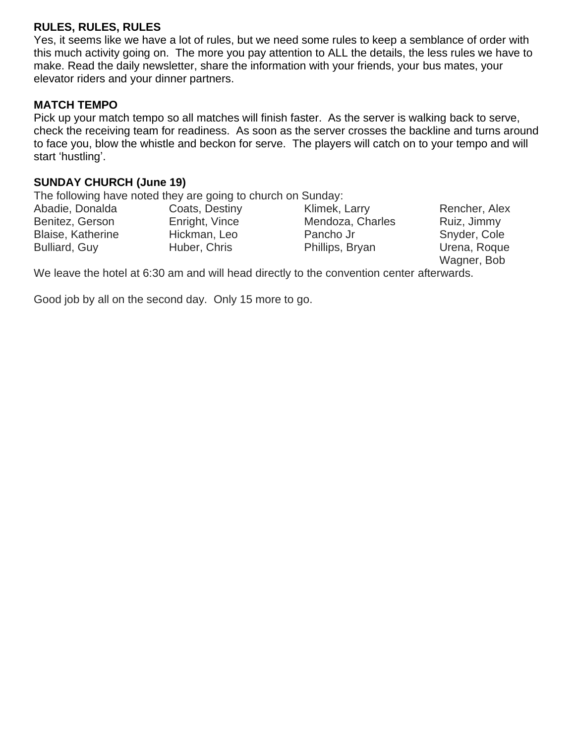**RULES, RULES, RULES**

Yes, it seems like we have a lot of rules, but we need some rules to keep a semblance of order with this much activity going on. The more you pay attention to ALL the details, the less rules we have to make. Read the daily newsletter, share the information with your friends, your bus mates, your elevator riders and your dinner partners.

**MATCH TEMPO**

Pick up your match tempo so all matches will finish faster. As the server is walking back to serve, check the receiving team for readiness. As soon as the server crosses the backline and turns around to face you, blow the whistle and beckon for serve. The players will catch on to your tempo and will start 'hustling'.

**SUNDAY CHURCH (June 19)**

The following have noted they are going to church on Sunday:

| | | | |
|---|---|---|---|
| Abadie, Donalda | Coats, Destiny | Klimek, Larry | Rencher, Alex |
| Benitez, Gerson | Enright, Vince | Mendoza, Charles | Ruiz, Jimmy |
| Blaise, Katherine | Hickman, Leo | Pancho Jr | Snyder, Cole |
| Bulliard, Guy | Huber, Chris | Phillips, Bryan | Urena, Roque |
| | | | Wagner, Bob |

We leave the hotel at 6:30 am and will head directly to the convention center afterwards.

Good job by all on the second day. Only 15 more to go.